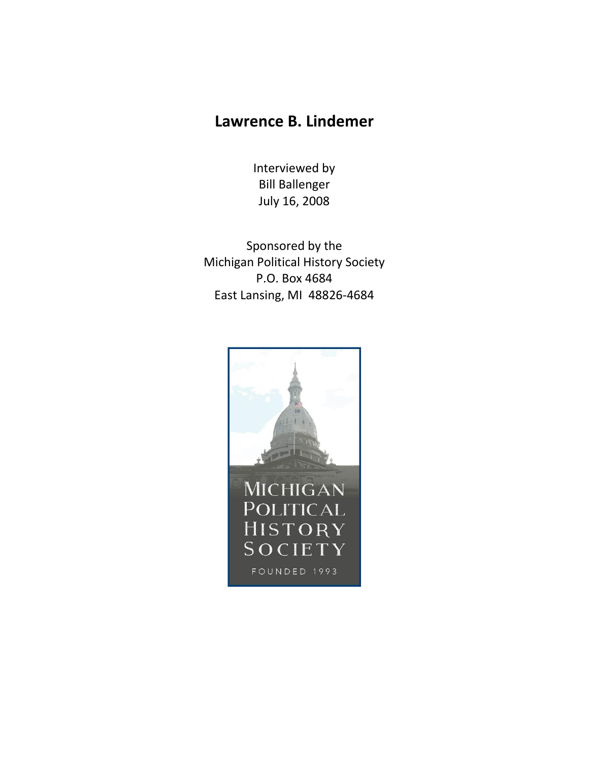# Lawrence B. Lindemer

Interviewed by
Bill Ballenger
July 16, 2008

Sponsored by the
Michigan Political History Society
P.O. Box 4684
East Lansing, MI 48826-4684

MICHIGAN
POLITICAL
HISTORY
SOCIETY
FOUNDED 1993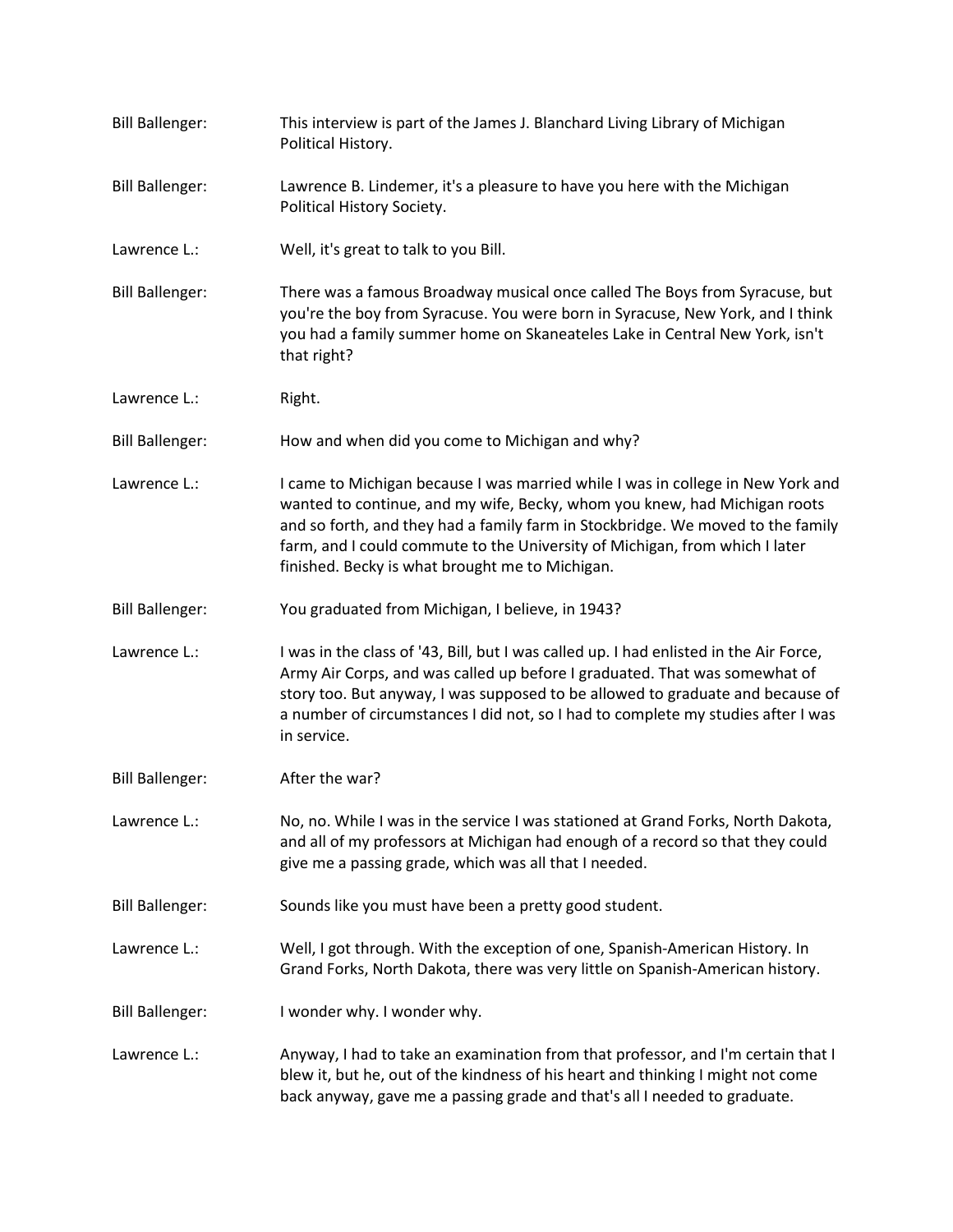Bill Ballenger: This interview is part of the James J. Blanchard Living Library of Michigan Political History.

Bill Ballenger: Lawrence B. Lindemer, it's a pleasure to have you here with the Michigan Political History Society.

Lawrence L.: Well, it's great to talk to you Bill.

Bill Ballenger: There was a famous Broadway musical once called The Boys from Syracuse, but you're the boy from Syracuse. You were born in Syracuse, New York, and I think you had a family summer home on Skaneateles Lake in Central New York, isn't that right?

Lawrence L.: Right.

Bill Ballenger: How and when did you come to Michigan and why?

Lawrence L.: I came to Michigan because I was married while I was in college in New York and wanted to continue, and my wife, Becky, whom you knew, had Michigan roots and so forth, and they had a family farm in Stockbridge. We moved to the family farm, and I could commute to the University of Michigan, from which I later finished. Becky is what brought me to Michigan.

Bill Ballenger: You graduated from Michigan, I believe, in 1943?

Lawrence L.: I was in the class of '43, Bill, but I was called up. I had enlisted in the Air Force, Army Air Corps, and was called up before I graduated. That was somewhat of story too. But anyway, I was supposed to be allowed to graduate and because of a number of circumstances I did not, so I had to complete my studies after I was in service.

Bill Ballenger: After the war?

Lawrence L.: No, no. While I was in the service I was stationed at Grand Forks, North Dakota, and all of my professors at Michigan had enough of a record so that they could give me a passing grade, which was all that I needed.

Bill Ballenger: Sounds like you must have been a pretty good student.

Lawrence L.: Well, I got through. With the exception of one, Spanish-American History. In Grand Forks, North Dakota, there was very little on Spanish-American history.

Bill Ballenger: I wonder why. I wonder why.

Lawrence L.: Anyway, I had to take an examination from that professor, and I'm certain that I blew it, but he, out of the kindness of his heart and thinking I might not come back anyway, gave me a passing grade and that's all I needed to graduate.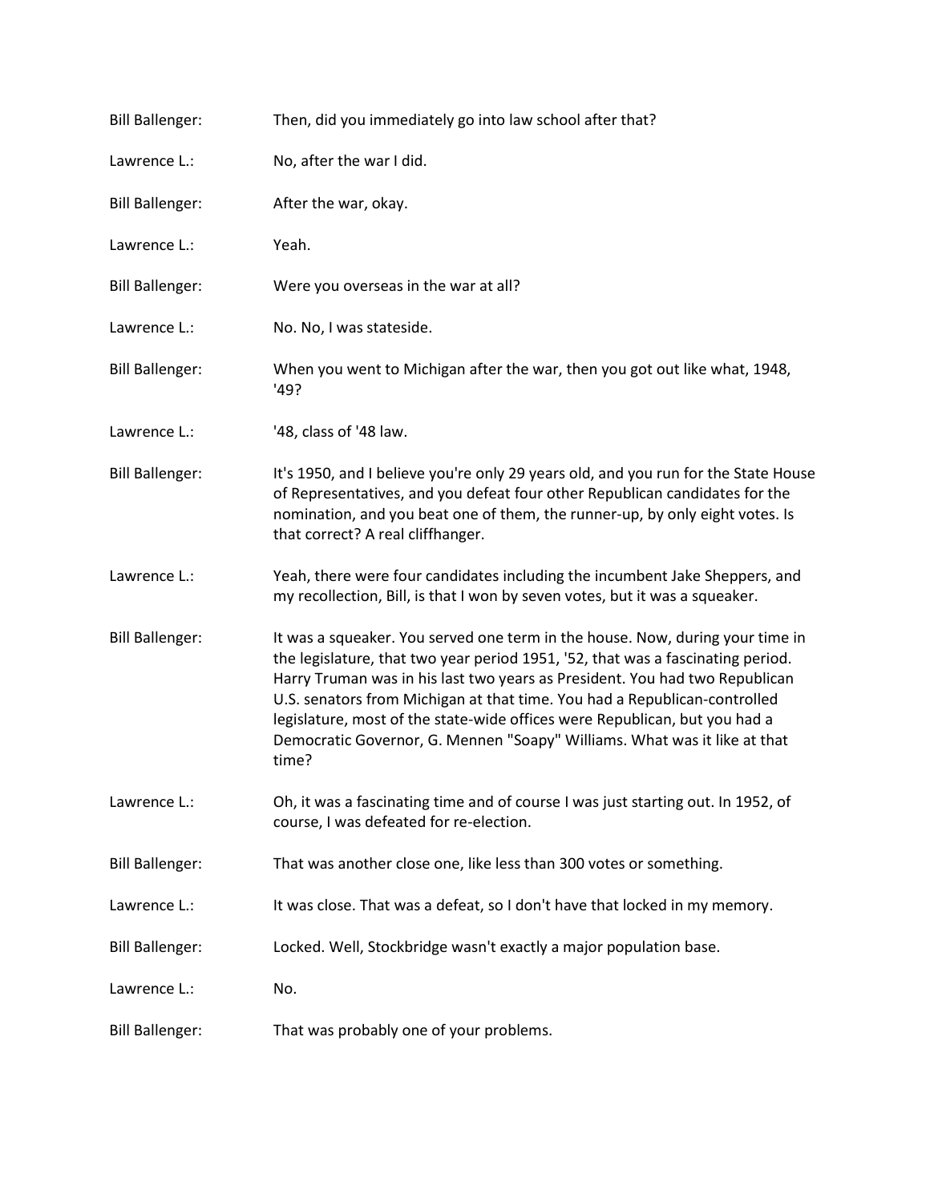Bill Ballenger: Then, did you immediately go into law school after that?

Lawrence L.: No, after the war I did.

Bill Ballenger: After the war, okay.

Lawrence L.: Yeah.

Bill Ballenger: Were you overseas in the war at all?

Lawrence L.: No. No, I was stateside.

Bill Ballenger: When you went to Michigan after the war, then you got out like what, 1948, '49?

Lawrence L.: '48, class of '48 law.

Bill Ballenger: It's 1950, and I believe you're only 29 years old, and you run for the State House of Representatives, and you defeat four other Republican candidates for the nomination, and you beat one of them, the runner-up, by only eight votes. Is that correct? A real cliffhanger.

Lawrence L.: Yeah, there were four candidates including the incumbent Jake Sheppers, and my recollection, Bill, is that I won by seven votes, but it was a squeaker.

Bill Ballenger: It was a squeaker. You served one term in the house. Now, during your time in the legislature, that two year period 1951, '52, that was a fascinating period. Harry Truman was in his last two years as President. You had two Republican U.S. senators from Michigan at that time. You had a Republican-controlled legislature, most of the state-wide offices were Republican, but you had a Democratic Governor, G. Mennen "Soapy" Williams. What was it like at that time?

Lawrence L.: Oh, it was a fascinating time and of course I was just starting out. In 1952, of course, I was defeated for re-election.

Bill Ballenger: That was another close one, like less than 300 votes or something.

Lawrence L.: It was close. That was a defeat, so I don't have that locked in my memory.

Bill Ballenger: Locked. Well, Stockbridge wasn't exactly a major population base.

Lawrence L.: No.

Bill Ballenger: That was probably one of your problems.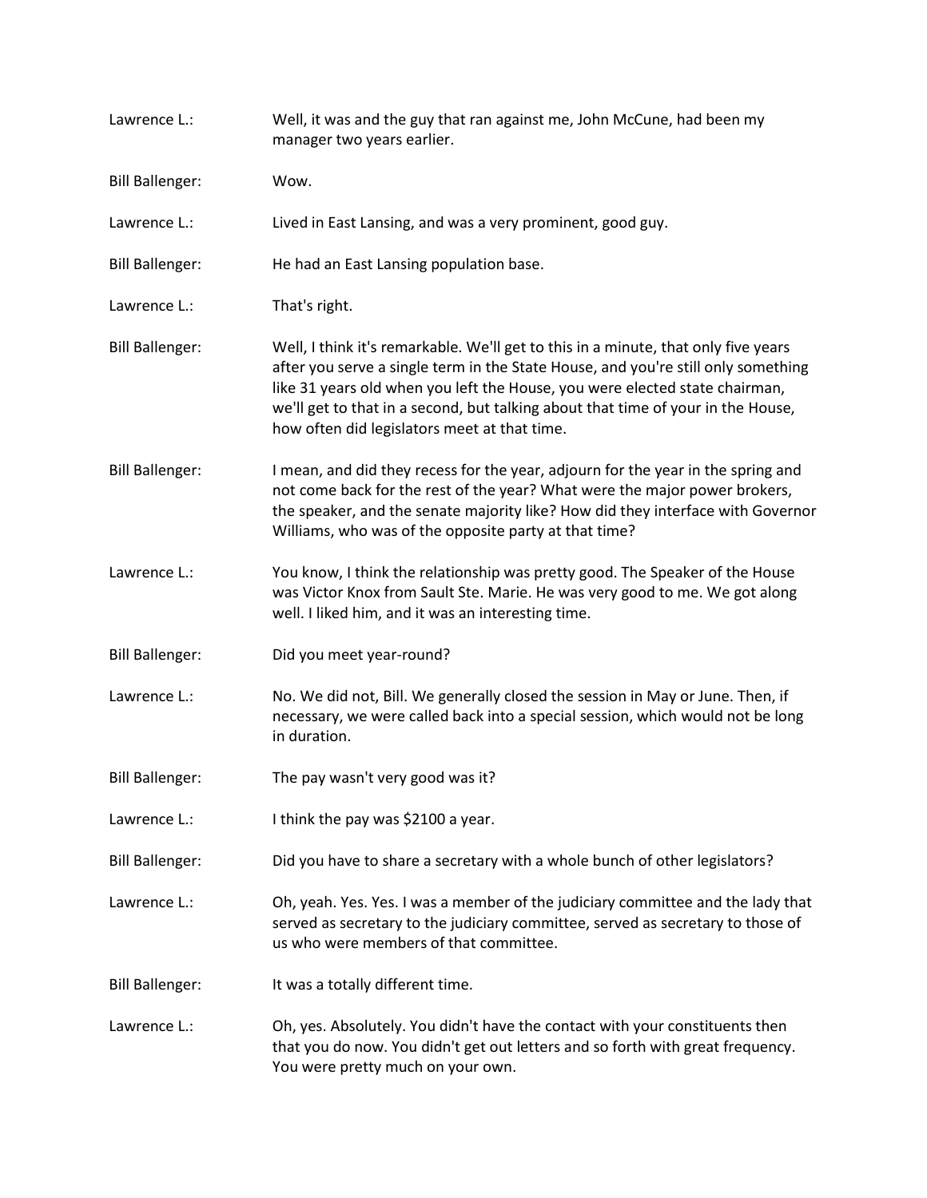Lawrence L.: Well, it was and the guy that ran against me, John McCune, had been my manager two years earlier.

Bill Ballenger: Wow.

Lawrence L.: Lived in East Lansing, and was a very prominent, good guy.

Bill Ballenger: He had an East Lansing population base.

Lawrence L.: That's right.

Bill Ballenger: Well, I think it's remarkable. We'll get to this in a minute, that only five years after you serve a single term in the State House, and you're still only something like 31 years old when you left the House, you were elected state chairman, we'll get to that in a second, but talking about that time of your in the House, how often did legislators meet at that time.

Bill Ballenger: I mean, and did they recess for the year, adjourn for the year in the spring and not come back for the rest of the year? What were the major power brokers, the speaker, and the senate majority like? How did they interface with Governor Williams, who was of the opposite party at that time?

Lawrence L.: You know, I think the relationship was pretty good. The Speaker of the House was Victor Knox from Sault Ste. Marie. He was very good to me. We got along well. I liked him, and it was an interesting time.

Bill Ballenger: Did you meet year-round?

Lawrence L.: No. We did not, Bill. We generally closed the session in May or June. Then, if necessary, we were called back into a special session, which would not be long in duration.

Bill Ballenger: The pay wasn't very good was it?

Lawrence L.: I think the pay was $2100 a year.

Bill Ballenger: Did you have to share a secretary with a whole bunch of other legislators?

Lawrence L.: Oh, yeah. Yes. Yes. I was a member of the judiciary committee and the lady that served as secretary to the judiciary committee, served as secretary to those of us who were members of that committee.

Bill Ballenger: It was a totally different time.

Lawrence L.: Oh, yes. Absolutely. You didn't have the contact with your constituents then that you do now. You didn't get out letters and so forth with great frequency. You were pretty much on your own.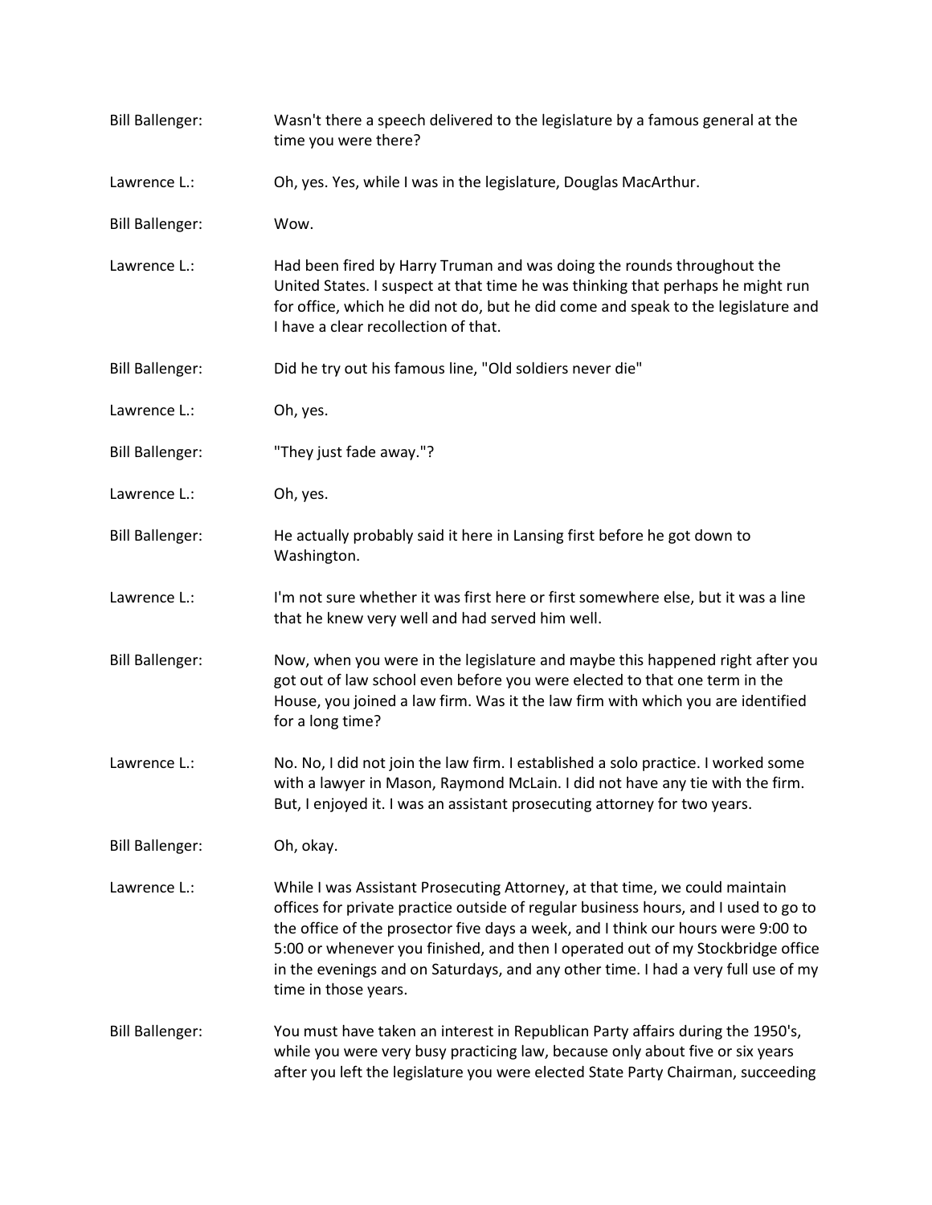**Bill Ballenger:** Wasn't there a speech delivered to the legislature by a famous general at the time you were there?

**Lawrence L.:** Oh, yes. Yes, while I was in the legislature, Douglas MacArthur.

**Bill Ballenger:** Wow.

**Lawrence L.:** Had been fired by Harry Truman and was doing the rounds throughout the United States. I suspect at that time he was thinking that perhaps he might run for office, which he did not do, but he did come and speak to the legislature and I have a clear recollection of that.

**Bill Ballenger:** Did he try out his famous line, "Old soldiers never die"

**Lawrence L.:** Oh, yes.

**Bill Ballenger:** "They just fade away."?

**Lawrence L.:** Oh, yes.

**Bill Ballenger:** He actually probably said it here in Lansing first before he got down to Washington.

**Lawrence L.:** I'm not sure whether it was first here or first somewhere else, but it was a line that he knew very well and had served him well.

**Bill Ballenger:** Now, when you were in the legislature and maybe this happened right after you got out of law school even before you were elected to that one term in the House, you joined a law firm. Was it the law firm with which you are identified for a long time?

**Lawrence L.:** No. No, I did not join the law firm. I established a solo practice. I worked some with a lawyer in Mason, Raymond McLain. I did not have any tie with the firm. But, I enjoyed it. I was an assistant prosecuting attorney for two years.

**Bill Ballenger:** Oh, okay.

**Lawrence L.:** While I was Assistant Prosecuting Attorney, at that time, we could maintain offices for private practice outside of regular business hours, and I used to go to the office of the prosector five days a week, and I think our hours were 9:00 to 5:00 or whenever you finished, and then I operated out of my Stockbridge office in the evenings and on Saturdays, and any other time. I had a very full use of my time in those years.

**Bill Ballenger:** You must have taken an interest in Republican Party affairs during the 1950's, while you were very busy practicing law, because only about five or six years after you left the legislature you were elected State Party Chairman, succeeding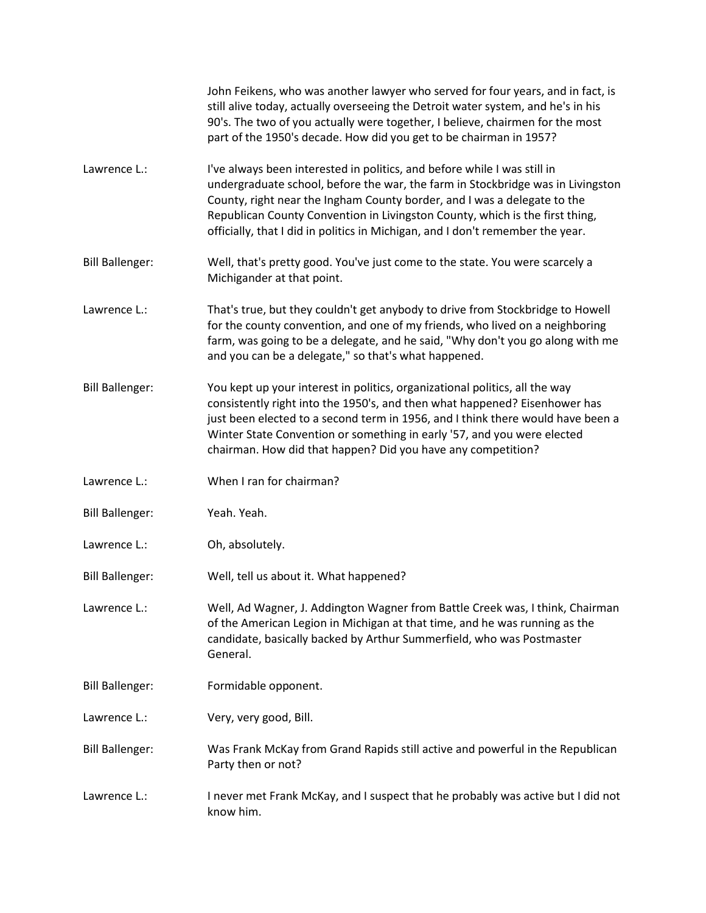John Feikens, who was another lawyer who served for four years, and in fact, is still alive today, actually overseeing the Detroit water system, and he's in his 90's. The two of you actually were together, I believe, chairmen for the most part of the 1950's decade. How did you get to be chairman in 1957?

**Lawrence L.:** I've always been interested in politics, and before while I was still in undergraduate school, before the war, the farm in Stockbridge was in Livingston County, right near the Ingham County border, and I was a delegate to the Republican County Convention in Livingston County, which is the first thing, officially, that I did in politics in Michigan, and I don't remember the year.

**Bill Ballenger:** Well, that's pretty good. You've just come to the state. You were scarcely a Michigander at that point.

**Lawrence L.:** That's true, but they couldn't get anybody to drive from Stockbridge to Howell for the county convention, and one of my friends, who lived on a neighboring farm, was going to be a delegate, and he said, "Why don't you go along with me and you can be a delegate," so that's what happened.

**Bill Ballenger:** You kept up your interest in politics, organizational politics, all the way consistently right into the 1950's, and then what happened? Eisenhower has just been elected to a second term in 1956, and I think there would have been a Winter State Convention or something in early '57, and you were elected chairman. How did that happen? Did you have any competition?

**Lawrence L.:** When I ran for chairman?

**Bill Ballenger:** Yeah. Yeah.

**Lawrence L.:** Oh, absolutely.

**Bill Ballenger:** Well, tell us about it. What happened?

**Lawrence L.:** Well, Ad Wagner, J. Addington Wagner from Battle Creek was, I think, Chairman of the American Legion in Michigan at that time, and he was running as the candidate, basically backed by Arthur Summerfield, who was Postmaster General.

**Bill Ballenger:** Formidable opponent.

**Lawrence L.:** Very, very good, Bill.

**Bill Ballenger:** Was Frank McKay from Grand Rapids still active and powerful in the Republican Party then or not?

**Lawrence L.:** I never met Frank McKay, and I suspect that he probably was active but I did not know him.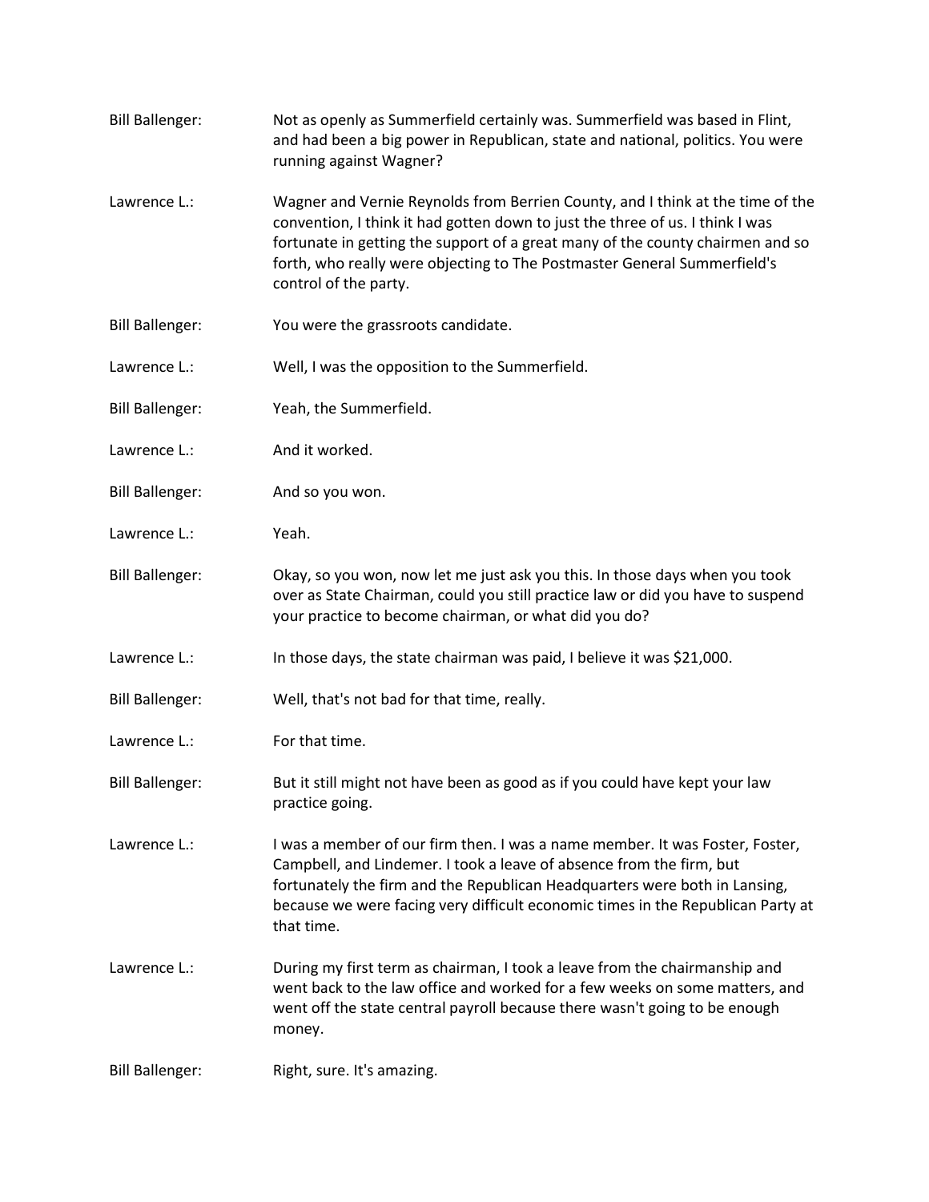Bill Ballenger: Not as openly as Summerfield certainly was. Summerfield was based in Flint, and had been a big power in Republican, state and national, politics. You were running against Wagner?

Lawrence L.: Wagner and Vernie Reynolds from Berrien County, and I think at the time of the convention, I think it had gotten down to just the three of us. I think I was fortunate in getting the support of a great many of the county chairmen and so forth, who really were objecting to The Postmaster General Summerfield's control of the party.

Bill Ballenger: You were the grassroots candidate.

Lawrence L.: Well, I was the opposition to the Summerfield.

Bill Ballenger: Yeah, the Summerfield.

Lawrence L.: And it worked.

Bill Ballenger: And so you won.

Lawrence L.: Yeah.

Bill Ballenger: Okay, so you won, now let me just ask you this. In those days when you took over as State Chairman, could you still practice law or did you have to suspend your practice to become chairman, or what did you do?

Lawrence L.: In those days, the state chairman was paid, I believe it was $21,000.

Bill Ballenger: Well, that's not bad for that time, really.

Lawrence L.: For that time.

Bill Ballenger: But it still might not have been as good as if you could have kept your law practice going.

Lawrence L.: I was a member of our firm then. I was a name member. It was Foster, Foster, Campbell, and Lindemer. I took a leave of absence from the firm, but fortunately the firm and the Republican Headquarters were both in Lansing, because we were facing very difficult economic times in the Republican Party at that time.

Lawrence L.: During my first term as chairman, I took a leave from the chairmanship and went back to the law office and worked for a few weeks on some matters, and went off the state central payroll because there wasn't going to be enough money.

Bill Ballenger: Right, sure. It's amazing.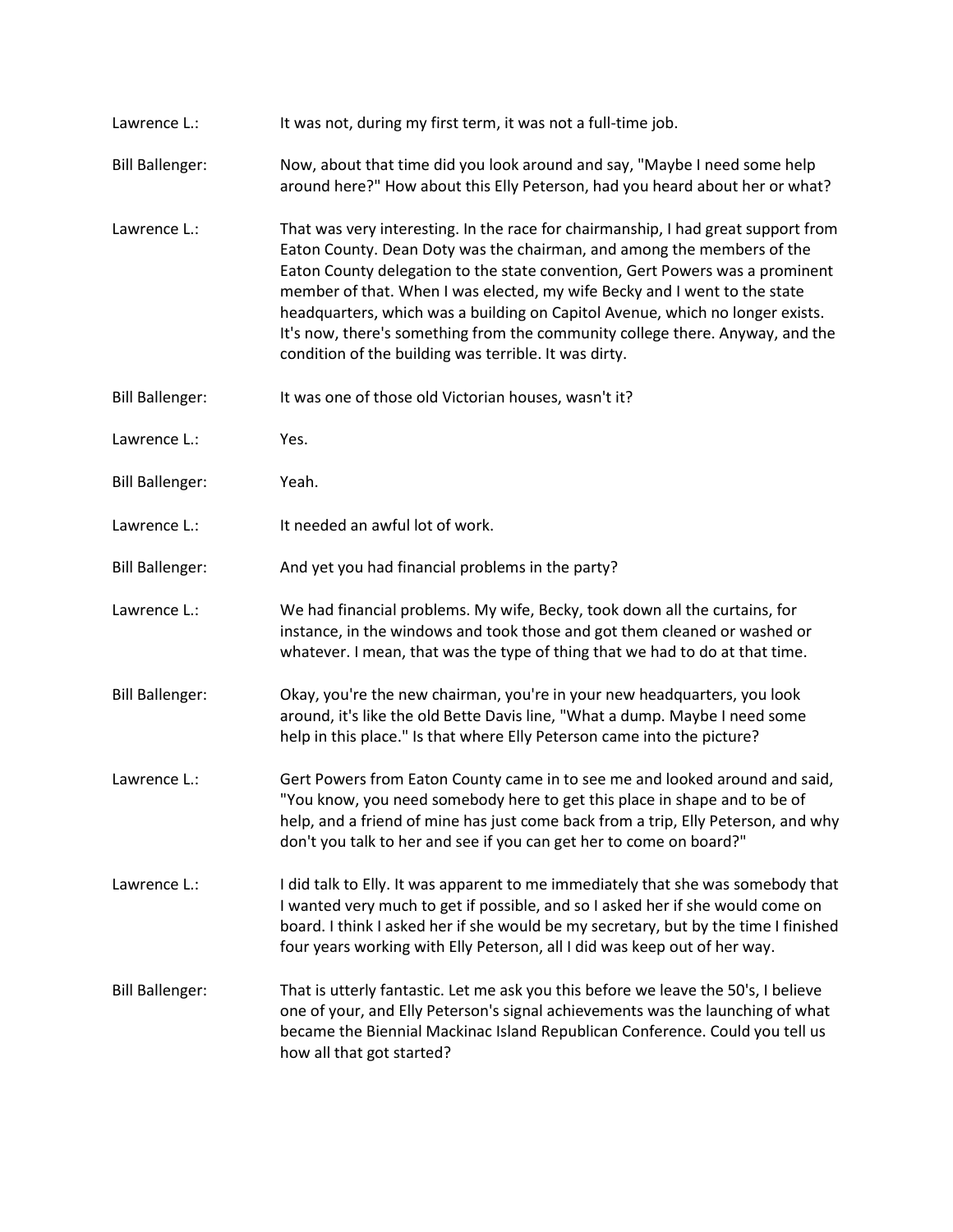**Lawrence L.:** It was not, during my first term, it was not a full-time job.

**Bill Ballenger:** Now, about that time did you look around and say, "Maybe I need some help around here?" How about this Elly Peterson, had you heard about her or what?

**Lawrence L.:** That was very interesting. In the race for chairmanship, I had great support from Eaton County. Dean Doty was the chairman, and among the members of the Eaton County delegation to the state convention, Gert Powers was a prominent member of that. When I was elected, my wife Becky and I went to the state headquarters, which was a building on Capitol Avenue, which no longer exists. It's now, there's something from the community college there. Anyway, and the condition of the building was terrible. It was dirty.

**Bill Ballenger:** It was one of those old Victorian houses, wasn't it?

**Lawrence L.:** Yes.

**Bill Ballenger:** Yeah.

**Lawrence L.:** It needed an awful lot of work.

**Bill Ballenger:** And yet you had financial problems in the party?

**Lawrence L.:** We had financial problems. My wife, Becky, took down all the curtains, for instance, in the windows and took those and got them cleaned or washed or whatever. I mean, that was the type of thing that we had to do at that time.

**Bill Ballenger:** Okay, you're the new chairman, you're in your new headquarters, you look around, it's like the old Bette Davis line, "What a dump. Maybe I need some help in this place." Is that where Elly Peterson came into the picture?

**Lawrence L.:** Gert Powers from Eaton County came in to see me and looked around and said, "You know, you need somebody here to get this place in shape and to be of help, and a friend of mine has just come back from a trip, Elly Peterson, and why don't you talk to her and see if you can get her to come on board?"

**Lawrence L.:** I did talk to Elly. It was apparent to me immediately that she was somebody that I wanted very much to get if possible, and so I asked her if she would come on board. I think I asked her if she would be my secretary, but by the time I finished four years working with Elly Peterson, all I did was keep out of her way.

**Bill Ballenger:** That is utterly fantastic. Let me ask you this before we leave the 50's, I believe one of your, and Elly Peterson's signal achievements was the launching of what became the Biennial Mackinac Island Republican Conference. Could you tell us how all that got started?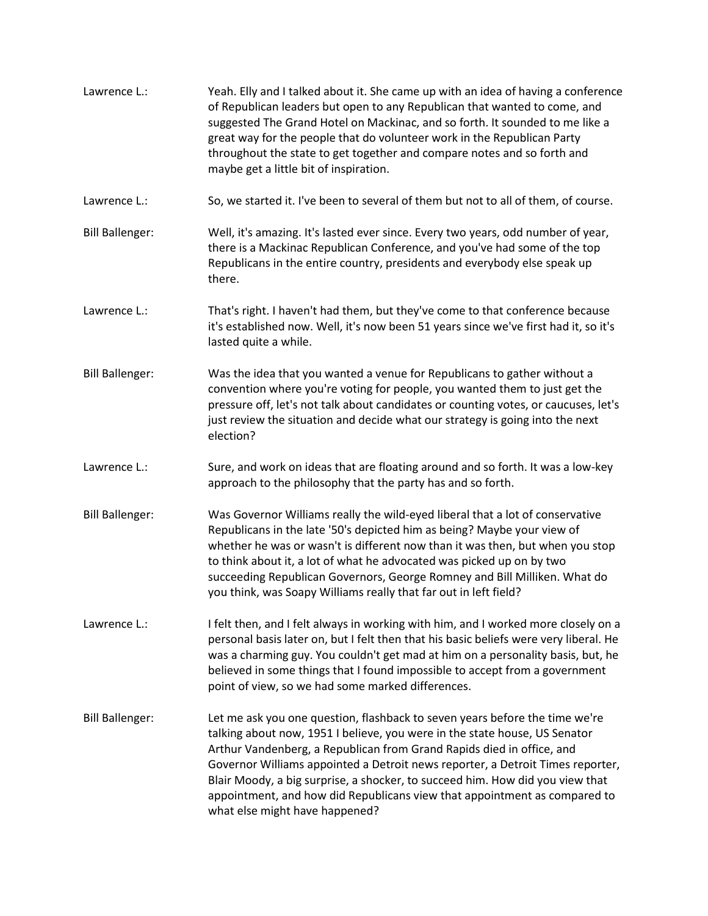**Lawrence L.:** Yeah. Elly and I talked about it. She came up with an idea of having a conference of Republican leaders but open to any Republican that wanted to come, and suggested The Grand Hotel on Mackinac, and so forth. It sounded to me like a great way for the people that do volunteer work in the Republican Party throughout the state to get together and compare notes and so forth and maybe get a little bit of inspiration.

**Lawrence L.:** So, we started it. I've been to several of them but not to all of them, of course.

**Bill Ballenger:** Well, it's amazing. It's lasted ever since. Every two years, odd number of year, there is a Mackinac Republican Conference, and you've had some of the top Republicans in the entire country, presidents and everybody else speak up there.

**Lawrence L.:** That's right. I haven't had them, but they've come to that conference because it's established now. Well, it's now been 51 years since we've first had it, so it's lasted quite a while.

**Bill Ballenger:** Was the idea that you wanted a venue for Republicans to gather without a convention where you're voting for people, you wanted them to just get the pressure off, let's not talk about candidates or counting votes, or caucuses, let's just review the situation and decide what our strategy is going into the next election?

**Lawrence L.:** Sure, and work on ideas that are floating around and so forth. It was a low-key approach to the philosophy that the party has and so forth.

**Bill Ballenger:** Was Governor Williams really the wild-eyed liberal that a lot of conservative Republicans in the late '50's depicted him as being? Maybe your view of whether he was or wasn't is different now than it was then, but when you stop to think about it, a lot of what he advocated was picked up on by two succeeding Republican Governors, George Romney and Bill Milliken. What do you think, was Soapy Williams really that far out in left field?

**Lawrence L.:** I felt then, and I felt always in working with him, and I worked more closely on a personal basis later on, but I felt then that his basic beliefs were very liberal. He was a charming guy. You couldn't get mad at him on a personality basis, but, he believed in some things that I found impossible to accept from a government point of view, so we had some marked differences.

**Bill Ballenger:** Let me ask you one question, flashback to seven years before the time we're talking about now, 1951 I believe, you were in the state house, US Senator Arthur Vandenberg, a Republican from Grand Rapids died in office, and Governor Williams appointed a Detroit news reporter, a Detroit Times reporter, Blair Moody, a big surprise, a shocker, to succeed him. How did you view that appointment, and how did Republicans view that appointment as compared to what else might have happened?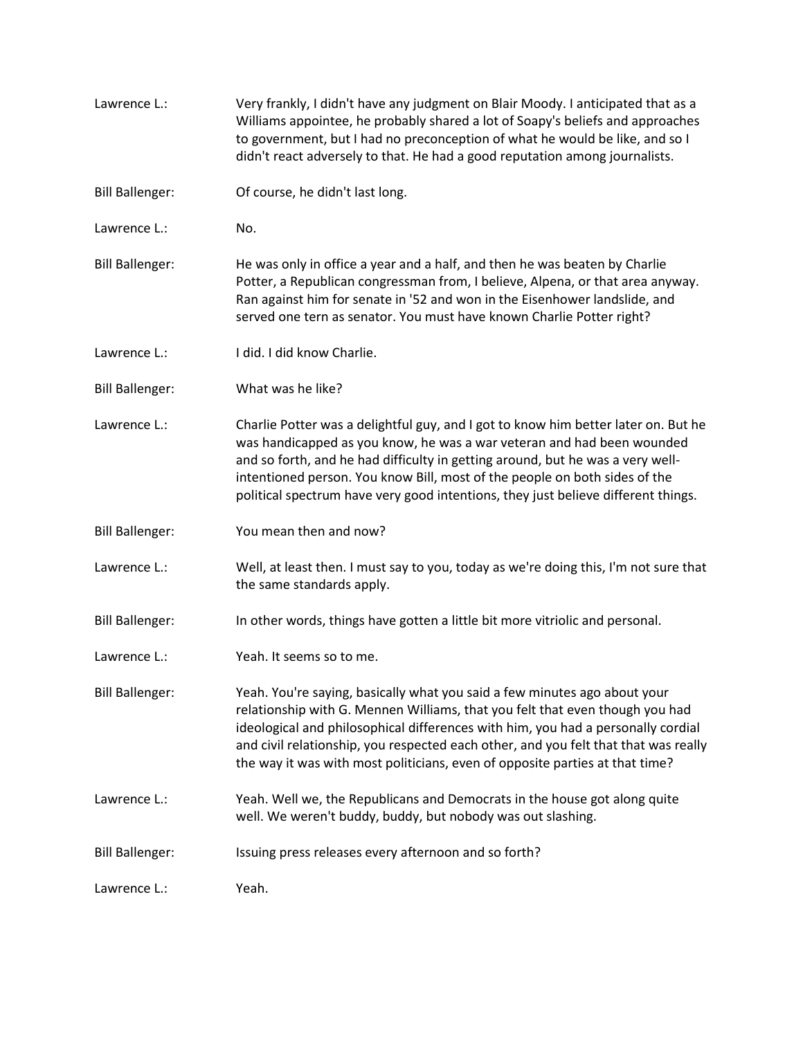**Lawrence L.:** Very frankly, I didn't have any judgment on Blair Moody. I anticipated that as a Williams appointee, he probably shared a lot of Soapy's beliefs and approaches to government, but I had no preconception of what he would be like, and so I didn't react adversely to that. He had a good reputation among journalists.

**Bill Ballenger:** Of course, he didn't last long.

**Lawrence L.:** No.

**Bill Ballenger:** He was only in office a year and a half, and then he was beaten by Charlie Potter, a Republican congressman from, I believe, Alpena, or that area anyway. Ran against him for senate in '52 and won in the Eisenhower landslide, and served one tern as senator. You must have known Charlie Potter right?

**Lawrence L.:** I did. I did know Charlie.

**Bill Ballenger:** What was he like?

**Lawrence L.:** Charlie Potter was a delightful guy, and I got to know him better later on. But he was handicapped as you know, he was a war veteran and had been wounded and so forth, and he had difficulty in getting around, but he was a very well-intentioned person. You know Bill, most of the people on both sides of the political spectrum have very good intentions, they just believe different things.

**Bill Ballenger:** You mean then and now?

**Lawrence L.:** Well, at least then. I must say to you, today as we're doing this, I'm not sure that the same standards apply.

**Bill Ballenger:** In other words, things have gotten a little bit more vitriolic and personal.

**Lawrence L.:** Yeah. It seems so to me.

**Bill Ballenger:** Yeah. You're saying, basically what you said a few minutes ago about your relationship with G. Mennen Williams, that you felt that even though you had ideological and philosophical differences with him, you had a personally cordial and civil relationship, you respected each other, and you felt that that was really the way it was with most politicians, even of opposite parties at that time?

**Lawrence L.:** Yeah. Well we, the Republicans and Democrats in the house got along quite well. We weren't buddy, buddy, but nobody was out slashing.

**Bill Ballenger:** Issuing press releases every afternoon and so forth?

**Lawrence L.:** Yeah.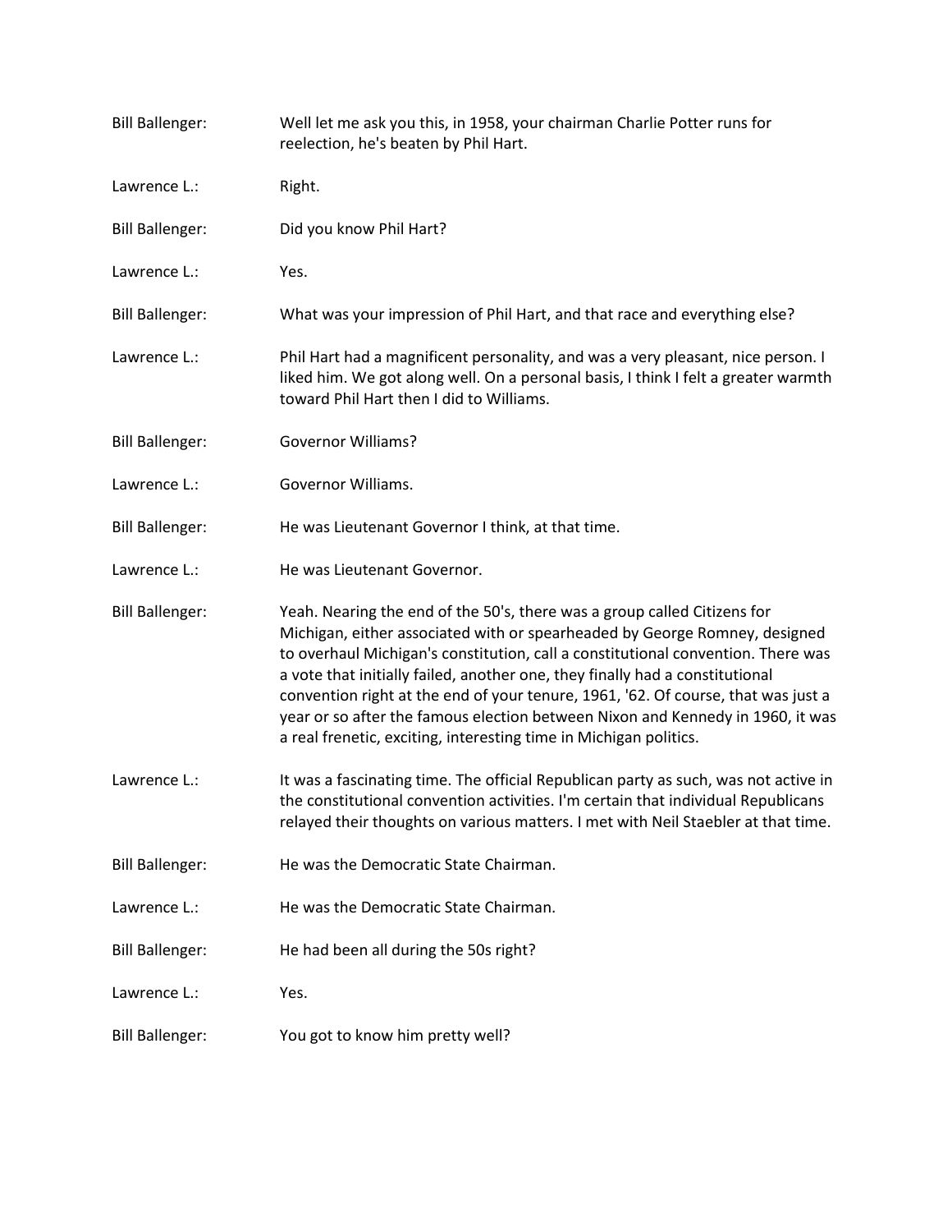Bill Ballenger: Well let me ask you this, in 1958, your chairman Charlie Potter runs for reelection, he's beaten by Phil Hart.

Lawrence L.: Right.

Bill Ballenger: Did you know Phil Hart?

Lawrence L.: Yes.

Bill Ballenger: What was your impression of Phil Hart, and that race and everything else?

Lawrence L.: Phil Hart had a magnificent personality, and was a very pleasant, nice person. I liked him. We got along well. On a personal basis, I think I felt a greater warmth toward Phil Hart then I did to Williams.

Bill Ballenger: Governor Williams?

Lawrence L.: Governor Williams.

Bill Ballenger: He was Lieutenant Governor I think, at that time.

Lawrence L.: He was Lieutenant Governor.

Bill Ballenger: Yeah. Nearing the end of the 50's, there was a group called Citizens for Michigan, either associated with or spearheaded by George Romney, designed to overhaul Michigan's constitution, call a constitutional convention. There was a vote that initially failed, another one, they finally had a constitutional convention right at the end of your tenure, 1961, '62. Of course, that was just a year or so after the famous election between Nixon and Kennedy in 1960, it was a real frenetic, exciting, interesting time in Michigan politics.

Lawrence L.: It was a fascinating time. The official Republican party as such, was not active in the constitutional convention activities. I'm certain that individual Republicans relayed their thoughts on various matters. I met with Neil Staebler at that time.

Bill Ballenger: He was the Democratic State Chairman.

Lawrence L.: He was the Democratic State Chairman.

Bill Ballenger: He had been all during the 50s right?

Lawrence L.: Yes.

Bill Ballenger: You got to know him pretty well?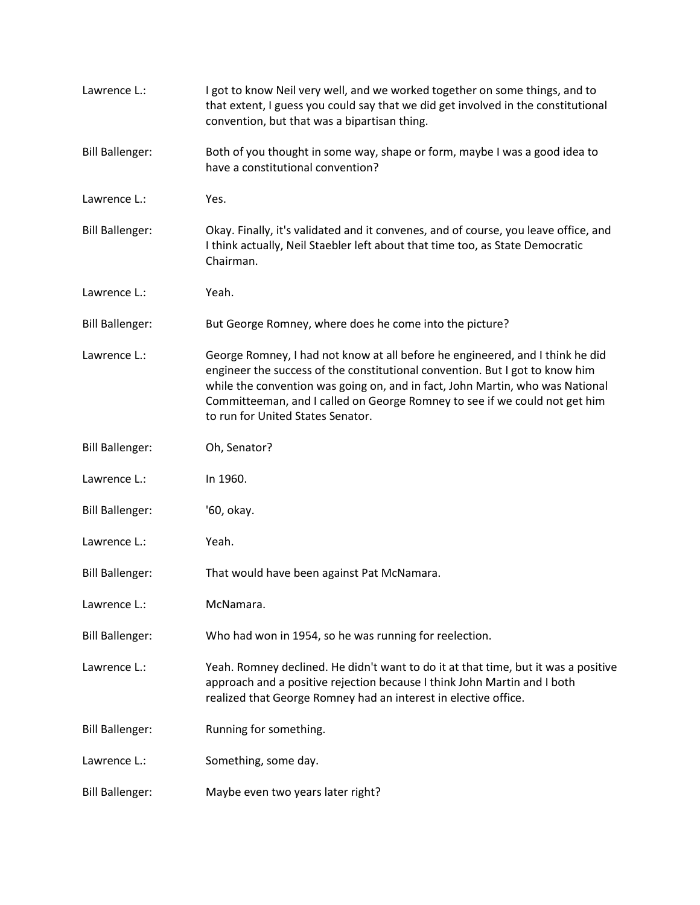Lawrence L.: I got to know Neil very well, and we worked together on some things, and to that extent, I guess you could say that we did get involved in the constitutional convention, but that was a bipartisan thing.

Bill Ballenger: Both of you thought in some way, shape or form, maybe I was a good idea to have a constitutional convention?

Lawrence L.: Yes.

Bill Ballenger: Okay. Finally, it's validated and it convenes, and of course, you leave office, and I think actually, Neil Staebler left about that time too, as State Democratic Chairman.

Lawrence L.: Yeah.

Bill Ballenger: But George Romney, where does he come into the picture?

Lawrence L.: George Romney, I had not know at all before he engineered, and I think he did engineer the success of the constitutional convention. But I got to know him while the convention was going on, and in fact, John Martin, who was National Committeeman, and I called on George Romney to see if we could not get him to run for United States Senator.

Bill Ballenger: Oh, Senator?

Lawrence L.: In 1960.

Bill Ballenger: '60, okay.

Lawrence L.: Yeah.

Bill Ballenger: That would have been against Pat McNamara.

Lawrence L.: McNamara.

Bill Ballenger: Who had won in 1954, so he was running for reelection.

Lawrence L.: Yeah. Romney declined. He didn't want to do it at that time, but it was a positive approach and a positive rejection because I think John Martin and I both realized that George Romney had an interest in elective office.

Bill Ballenger: Running for something.

Lawrence L.: Something, some day.

Bill Ballenger: Maybe even two years later right?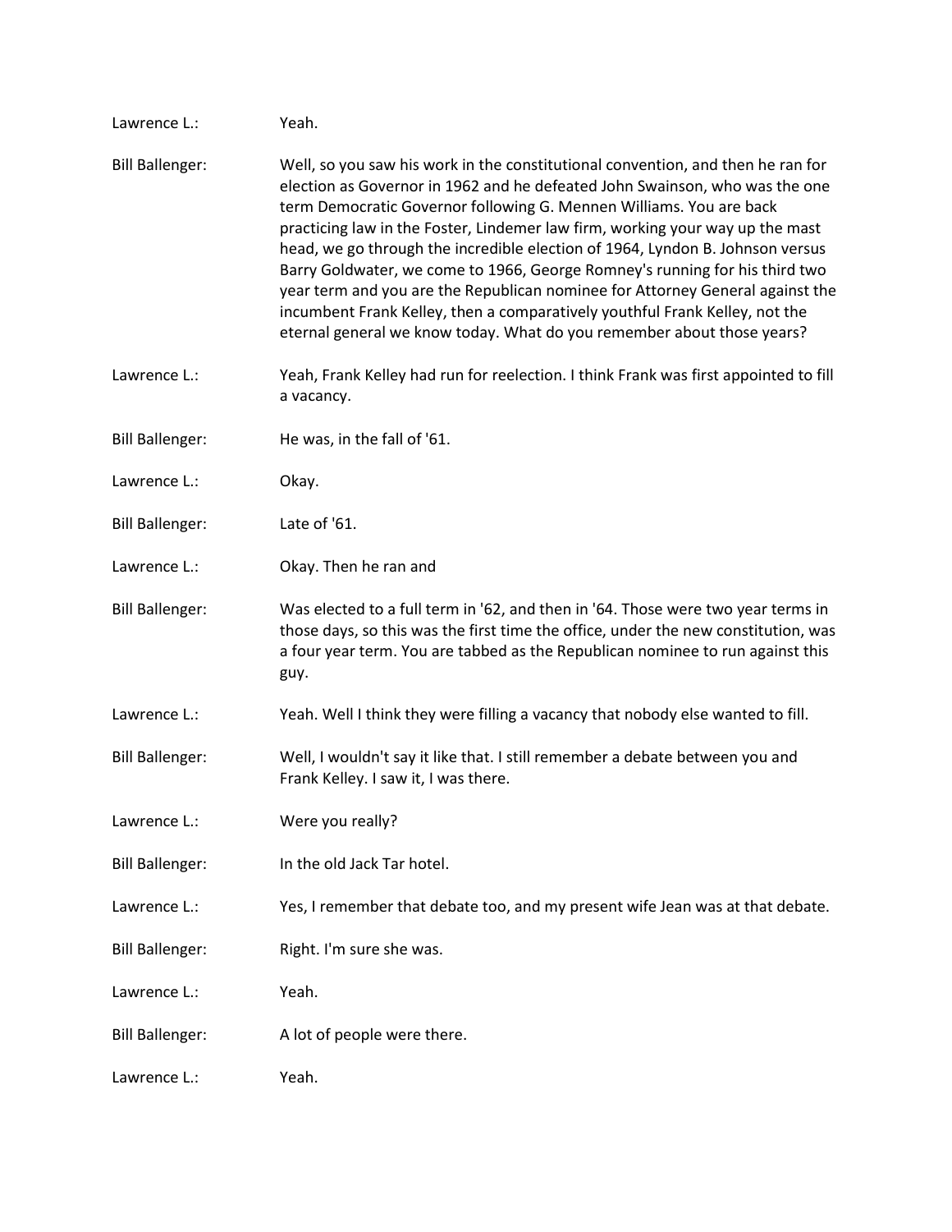Lawrence L.: Yeah.

Bill Ballenger: Well, so you saw his work in the constitutional convention, and then he ran for election as Governor in 1962 and he defeated John Swainson, who was the one term Democratic Governor following G. Mennen Williams. You are back practicing law in the Foster, Lindemer law firm, working your way up the mast head, we go through the incredible election of 1964, Lyndon B. Johnson versus Barry Goldwater, we come to 1966, George Romney's running for his third two year term and you are the Republican nominee for Attorney General against the incumbent Frank Kelley, then a comparatively youthful Frank Kelley, not the eternal general we know today. What do you remember about those years?

Lawrence L.: Yeah, Frank Kelley had run for reelection. I think Frank was first appointed to fill a vacancy.

Bill Ballenger: He was, in the fall of '61.

Lawrence L.: Okay.

Bill Ballenger: Late of '61.

Lawrence L.: Okay. Then he ran and

Bill Ballenger: Was elected to a full term in '62, and then in '64. Those were two year terms in those days, so this was the first time the office, under the new constitution, was a four year term. You are tabbed as the Republican nominee to run against this guy.

Lawrence L.: Yeah. Well I think they were filling a vacancy that nobody else wanted to fill.

Bill Ballenger: Well, I wouldn't say it like that. I still remember a debate between you and Frank Kelley. I saw it, I was there.

Lawrence L.: Were you really?

Bill Ballenger: In the old Jack Tar hotel.

Lawrence L.: Yes, I remember that debate too, and my present wife Jean was at that debate.

Bill Ballenger: Right. I'm sure she was.

Lawrence L.: Yeah.

Bill Ballenger: A lot of people were there.

Lawrence L.: Yeah.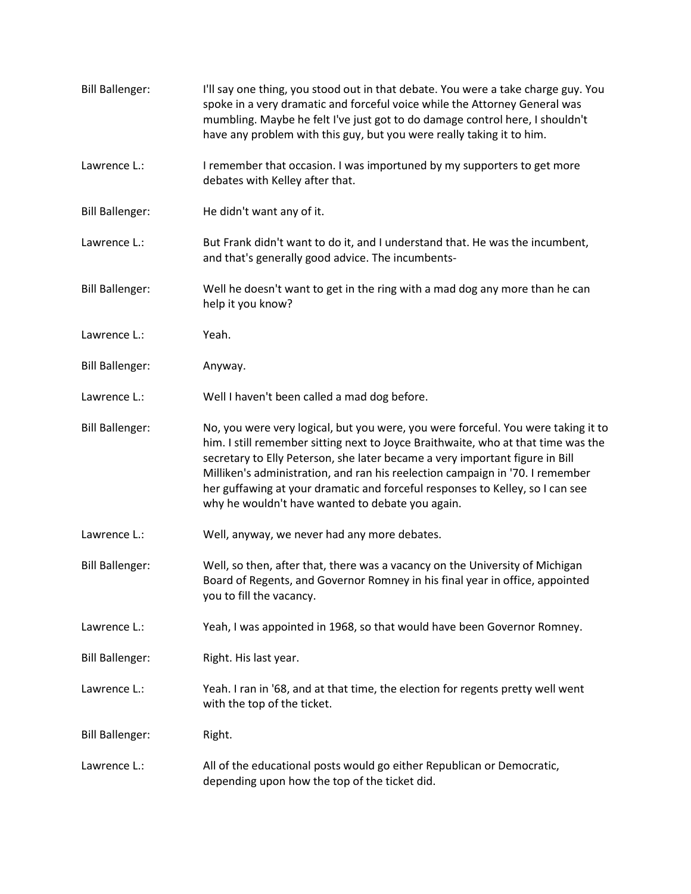**Bill Ballenger:** I'll say one thing, you stood out in that debate. You were a take charge guy. You spoke in a very dramatic and forceful voice while the Attorney General was mumbling. Maybe he felt I've just got to do damage control here, I shouldn't have any problem with this guy, but you were really taking it to him.

**Lawrence L.:** I remember that occasion. I was importuned by my supporters to get more debates with Kelley after that.

**Bill Ballenger:** He didn't want any of it.

**Lawrence L.:** But Frank didn't want to do it, and I understand that. He was the incumbent, and that's generally good advice. The incumbents-

**Bill Ballenger:** Well he doesn't want to get in the ring with a mad dog any more than he can help it you know?

**Lawrence L.:** Yeah.

**Bill Ballenger:** Anyway.

**Lawrence L.:** Well I haven't been called a mad dog before.

**Bill Ballenger:** No, you were very logical, but you were, you were forceful. You were taking it to him. I still remember sitting next to Joyce Braithwaite, who at that time was the secretary to Elly Peterson, she later became a very important figure in Bill Milliken's administration, and ran his reelection campaign in '70. I remember her guffawing at your dramatic and forceful responses to Kelley, so I can see why he wouldn't have wanted to debate you again.

**Lawrence L.:** Well, anyway, we never had any more debates.

**Bill Ballenger:** Well, so then, after that, there was a vacancy on the University of Michigan Board of Regents, and Governor Romney in his final year in office, appointed you to fill the vacancy.

**Lawrence L.:** Yeah, I was appointed in 1968, so that would have been Governor Romney.

**Bill Ballenger:** Right. His last year.

**Lawrence L.:** Yeah. I ran in '68, and at that time, the election for regents pretty well went with the top of the ticket.

**Bill Ballenger:** Right.

**Lawrence L.:** All of the educational posts would go either Republican or Democratic, depending upon how the top of the ticket did.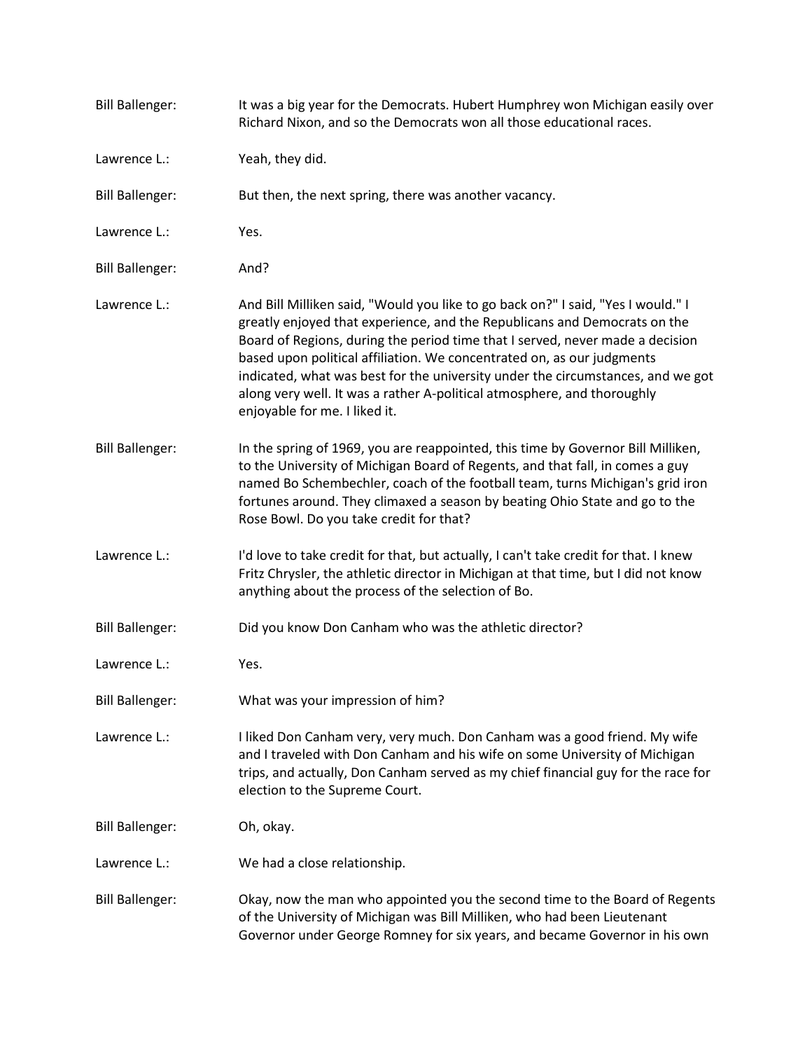Bill Ballenger: It was a big year for the Democrats. Hubert Humphrey won Michigan easily over Richard Nixon, and so the Democrats won all those educational races.

Lawrence L.: Yeah, they did.

Bill Ballenger: But then, the next spring, there was another vacancy.

Lawrence L.: Yes.

Bill Ballenger: And?

Lawrence L.: And Bill Milliken said, "Would you like to go back on?" I said, "Yes I would." I greatly enjoyed that experience, and the Republicans and Democrats on the Board of Regions, during the period time that I served, never made a decision based upon political affiliation. We concentrated on, as our judgments indicated, what was best for the university under the circumstances, and we got along very well. It was a rather A-political atmosphere, and thoroughly enjoyable for me. I liked it.

Bill Ballenger: In the spring of 1969, you are reappointed, this time by Governor Bill Milliken, to the University of Michigan Board of Regents, and that fall, in comes a guy named Bo Schembechler, coach of the football team, turns Michigan's grid iron fortunes around. They climaxed a season by beating Ohio State and go to the Rose Bowl. Do you take credit for that?

Lawrence L.: I'd love to take credit for that, but actually, I can't take credit for that. I knew Fritz Chrysler, the athletic director in Michigan at that time, but I did not know anything about the process of the selection of Bo.

Bill Ballenger: Did you know Don Canham who was the athletic director?

Lawrence L.: Yes.

Bill Ballenger: What was your impression of him?

Lawrence L.: I liked Don Canham very, very much. Don Canham was a good friend. My wife and I traveled with Don Canham and his wife on some University of Michigan trips, and actually, Don Canham served as my chief financial guy for the race for election to the Supreme Court.

Bill Ballenger: Oh, okay.

Lawrence L.: We had a close relationship.

Bill Ballenger: Okay, now the man who appointed you the second time to the Board of Regents of the University of Michigan was Bill Milliken, who had been Lieutenant Governor under George Romney for six years, and became Governor in his own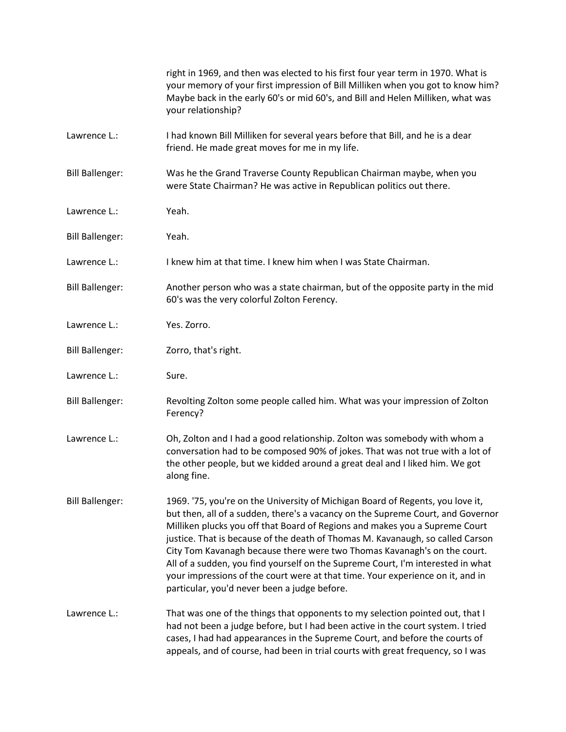right in 1969, and then was elected to his first four year term in 1970. What is your memory of your first impression of Bill Milliken when you got to know him? Maybe back in the early 60's or mid 60's, and Bill and Helen Milliken, what was your relationship?

Lawrence L.: I had known Bill Milliken for several years before that Bill, and he is a dear friend. He made great moves for me in my life.

Bill Ballenger: Was he the Grand Traverse County Republican Chairman maybe, when you were State Chairman? He was active in Republican politics out there.

Lawrence L.: Yeah.

Bill Ballenger: Yeah.

Lawrence L.: I knew him at that time. I knew him when I was State Chairman.

Bill Ballenger: Another person who was a state chairman, but of the opposite party in the mid 60's was the very colorful Zolton Ferency.

Lawrence L.: Yes. Zorro.

Bill Ballenger: Zorro, that's right.

Lawrence L.: Sure.

Bill Ballenger: Revolting Zolton some people called him. What was your impression of Zolton Ferency?

Lawrence L.: Oh, Zolton and I had a good relationship. Zolton was somebody with whom a conversation had to be composed 90% of jokes. That was not true with a lot of the other people, but we kidded around a great deal and I liked him. We got along fine.

Bill Ballenger: 1969. '75, you're on the University of Michigan Board of Regents, you love it, but then, all of a sudden, there's a vacancy on the Supreme Court, and Governor Milliken plucks you off that Board of Regions and makes you a Supreme Court justice. That is because of the death of Thomas M. Kavanaugh, so called Carson City Tom Kavanagh because there were two Thomas Kavanagh's on the court. All of a sudden, you find yourself on the Supreme Court, I'm interested in what your impressions of the court were at that time. Your experience on it, and in particular, you'd never been a judge before.

Lawrence L.: That was one of the things that opponents to my selection pointed out, that I had not been a judge before, but I had been active in the court system. I tried cases, I had had appearances in the Supreme Court, and before the courts of appeals, and of course, had been in trial courts with great frequency, so I was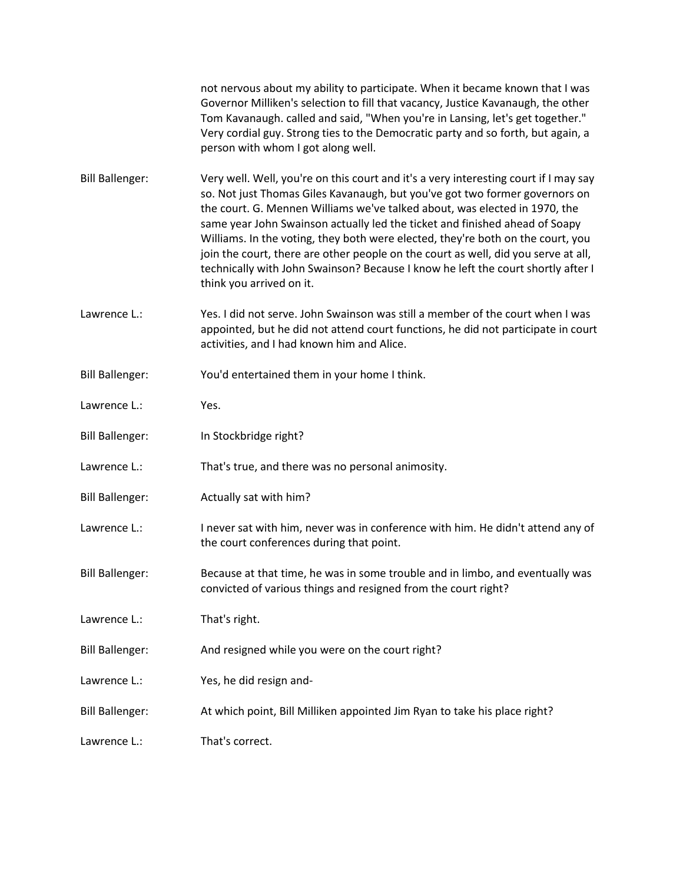not nervous about my ability to participate. When it became known that I was Governor Milliken's selection to fill that vacancy, Justice Kavanaugh, the other Tom Kavanaugh. called and said, "When you're in Lansing, let's get together." Very cordial guy. Strong ties to the Democratic party and so forth, but again, a person with whom I got along well.

Bill Ballenger: Very well. Well, you're on this court and it's a very interesting court if I may say so. Not just Thomas Giles Kavanaugh, but you've got two former governors on the court. G. Mennen Williams we've talked about, was elected in 1970, the same year John Swainson actually led the ticket and finished ahead of Soapy Williams. In the voting, they both were elected, they're both on the court, you join the court, there are other people on the court as well, did you serve at all, technically with John Swainson? Because I know he left the court shortly after I think you arrived on it.

Lawrence L.: Yes. I did not serve. John Swainson was still a member of the court when I was appointed, but he did not attend court functions, he did not participate in court activities, and I had known him and Alice.

Bill Ballenger: You'd entertained them in your home I think.

Lawrence L.: Yes.

Bill Ballenger: In Stockbridge right?

Lawrence L.: That's true, and there was no personal animosity.

Bill Ballenger: Actually sat with him?

Lawrence L.: I never sat with him, never was in conference with him. He didn't attend any of the court conferences during that point.

Bill Ballenger: Because at that time, he was in some trouble and in limbo, and eventually was convicted of various things and resigned from the court right?

Lawrence L.: That's right.

Bill Ballenger: And resigned while you were on the court right?

Lawrence L.: Yes, he did resign and-

Bill Ballenger: At which point, Bill Milliken appointed Jim Ryan to take his place right?

Lawrence L.: That's correct.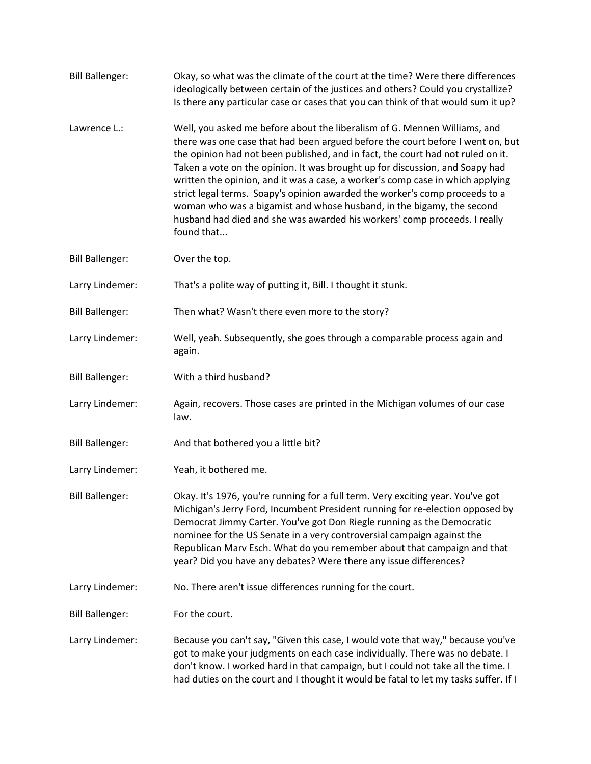Bill Ballenger: Okay, so what was the climate of the court at the time? Were there differences ideologically between certain of the justices and others? Could you crystallize? Is there any particular case or cases that you can think of that would sum it up?

Lawrence L.: Well, you asked me before about the liberalism of G. Mennen Williams, and there was one case that had been argued before the court before I went on, but the opinion had not been published, and in fact, the court had not ruled on it. Taken a vote on the opinion. It was brought up for discussion, and Soapy had written the opinion, and it was a case, a worker's comp case in which applying strict legal terms. Soapy's opinion awarded the worker's comp proceeds to a woman who was a bigamist and whose husband, in the bigamy, the second husband had died and she was awarded his workers' comp proceeds. I really found that...

Bill Ballenger: Over the top.

Larry Lindemer: That's a polite way of putting it, Bill. I thought it stunk.

Bill Ballenger: Then what? Wasn't there even more to the story?

Larry Lindemer: Well, yeah. Subsequently, she goes through a comparable process again and again.

Bill Ballenger: With a third husband?

Larry Lindemer: Again, recovers. Those cases are printed in the Michigan volumes of our case law.

Bill Ballenger: And that bothered you a little bit?

Larry Lindemer: Yeah, it bothered me.

Bill Ballenger: Okay. It's 1976, you're running for a full term. Very exciting year. You've got Michigan's Jerry Ford, Incumbent President running for re-election opposed by Democrat Jimmy Carter. You've got Don Riegle running as the Democratic nominee for the US Senate in a very controversial campaign against the Republican Marv Esch. What do you remember about that campaign and that year? Did you have any debates? Were there any issue differences?

Larry Lindemer: No. There aren't issue differences running for the court.

Bill Ballenger: For the court.

Larry Lindemer: Because you can't say, "Given this case, I would vote that way," because you've got to make your judgments on each case individually. There was no debate. I don't know. I worked hard in that campaign, but I could not take all the time. I had duties on the court and I thought it would be fatal to let my tasks suffer. If I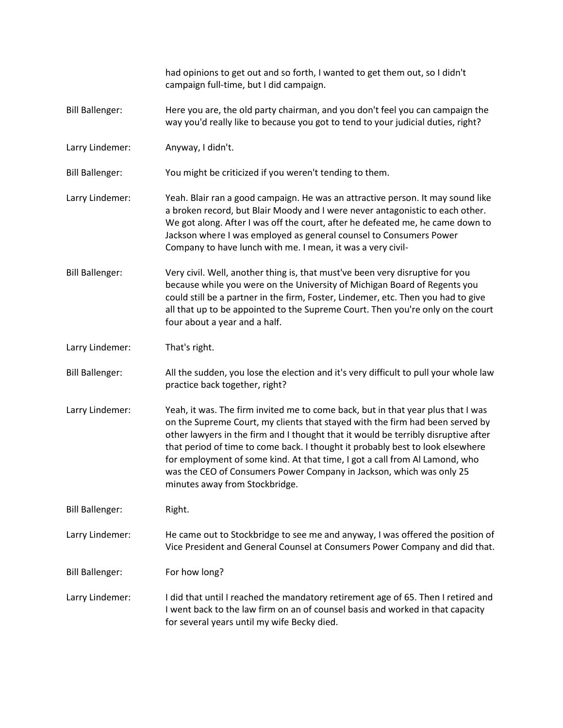had opinions to get out and so forth, I wanted to get them out, so I didn't campaign full-time, but I did campaign.

Bill Ballenger: Here you are, the old party chairman, and you don't feel you can campaign the way you'd really like to because you got to tend to your judicial duties, right?

Larry Lindemer: Anyway, I didn't.

Bill Ballenger: You might be criticized if you weren't tending to them.

Larry Lindemer: Yeah. Blair ran a good campaign. He was an attractive person. It may sound like a broken record, but Blair Moody and I were never antagonistic to each other. We got along. After I was off the court, after he defeated me, he came down to Jackson where I was employed as general counsel to Consumers Power Company to have lunch with me. I mean, it was a very civil-

Bill Ballenger: Very civil. Well, another thing is, that must've been very disruptive for you because while you were on the University of Michigan Board of Regents you could still be a partner in the firm, Foster, Lindemer, etc. Then you had to give all that up to be appointed to the Supreme Court. Then you're only on the court four about a year and a half.

Larry Lindemer: That's right.

Bill Ballenger: All the sudden, you lose the election and it's very difficult to pull your whole law practice back together, right?

Larry Lindemer: Yeah, it was. The firm invited me to come back, but in that year plus that I was on the Supreme Court, my clients that stayed with the firm had been served by other lawyers in the firm and I thought that it would be terribly disruptive after that period of time to come back. I thought it probably best to look elsewhere for employment of some kind. At that time, I got a call from Al Lamond, who was the CEO of Consumers Power Company in Jackson, which was only 25 minutes away from Stockbridge.

Bill Ballenger: Right.

Larry Lindemer: He came out to Stockbridge to see me and anyway, I was offered the position of Vice President and General Counsel at Consumers Power Company and did that.

Bill Ballenger: For how long?

Larry Lindemer: I did that until I reached the mandatory retirement age of 65. Then I retired and I went back to the law firm on an of counsel basis and worked in that capacity for several years until my wife Becky died.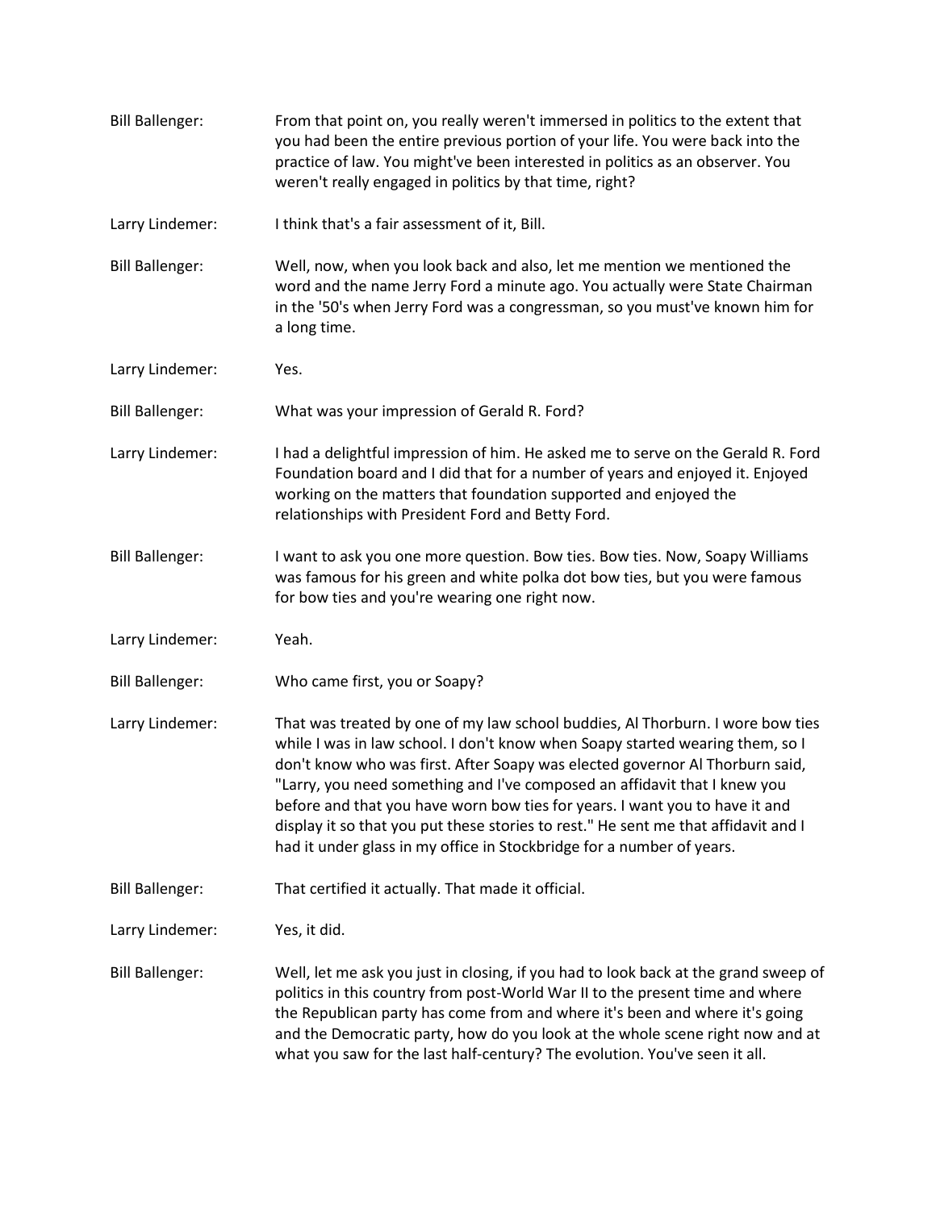Bill Ballenger: From that point on, you really weren't immersed in politics to the extent that you had been the entire previous portion of your life. You were back into the practice of law. You might've been interested in politics as an observer. You weren't really engaged in politics by that time, right?

Larry Lindemer: I think that's a fair assessment of it, Bill.

Bill Ballenger: Well, now, when you look back and also, let me mention we mentioned the word and the name Jerry Ford a minute ago. You actually were State Chairman in the '50's when Jerry Ford was a congressman, so you must've known him for a long time.

Larry Lindemer: Yes.

Bill Ballenger: What was your impression of Gerald R. Ford?

Larry Lindemer: I had a delightful impression of him. He asked me to serve on the Gerald R. Ford Foundation board and I did that for a number of years and enjoyed it. Enjoyed working on the matters that foundation supported and enjoyed the relationships with President Ford and Betty Ford.

Bill Ballenger: I want to ask you one more question. Bow ties. Bow ties. Now, Soapy Williams was famous for his green and white polka dot bow ties, but you were famous for bow ties and you're wearing one right now.

Larry Lindemer: Yeah.

Bill Ballenger: Who came first, you or Soapy?

Larry Lindemer: That was treated by one of my law school buddies, Al Thorburn. I wore bow ties while I was in law school. I don't know when Soapy started wearing them, so I don't know who was first. After Soapy was elected governor Al Thorburn said, "Larry, you need something and I've composed an affidavit that I knew you before and that you have worn bow ties for years. I want you to have it and display it so that you put these stories to rest." He sent me that affidavit and I had it under glass in my office in Stockbridge for a number of years.

Bill Ballenger: That certified it actually. That made it official.

Larry Lindemer: Yes, it did.

Bill Ballenger: Well, let me ask you just in closing, if you had to look back at the grand sweep of politics in this country from post-World War II to the present time and where the Republican party has come from and where it's been and where it's going and the Democratic party, how do you look at the whole scene right now and at what you saw for the last half-century? The evolution. You've seen it all.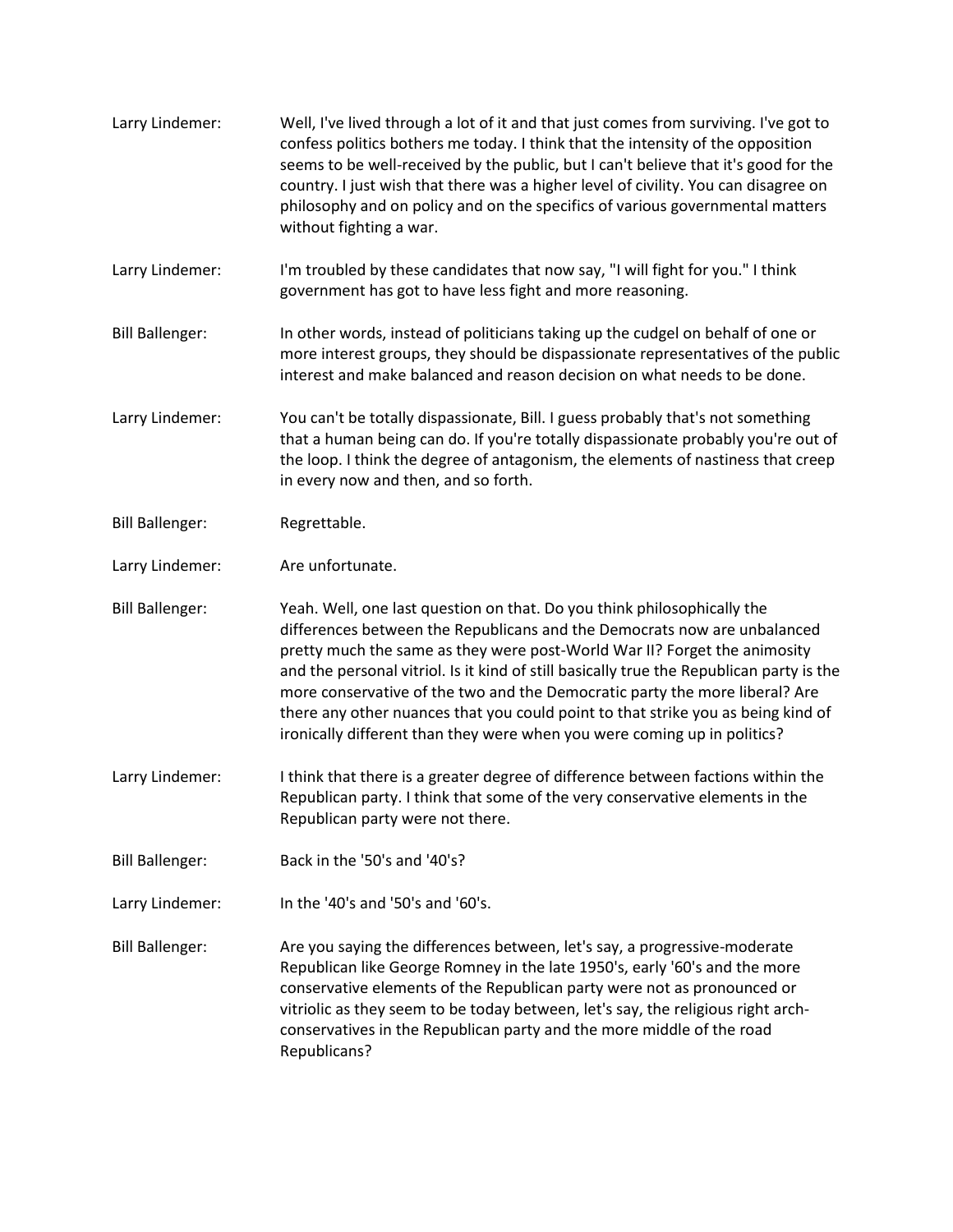Larry Lindemer: Well, I've lived through a lot of it and that just comes from surviving. I've got to confess politics bothers me today. I think that the intensity of the opposition seems to be well-received by the public, but I can't believe that it's good for the country. I just wish that there was a higher level of civility. You can disagree on philosophy and on policy and on the specifics of various governmental matters without fighting a war.

Larry Lindemer: I'm troubled by these candidates that now say, "I will fight for you." I think government has got to have less fight and more reasoning.

Bill Ballenger: In other words, instead of politicians taking up the cudgel on behalf of one or more interest groups, they should be dispassionate representatives of the public interest and make balanced and reason decision on what needs to be done.

Larry Lindemer: You can't be totally dispassionate, Bill. I guess probably that's not something that a human being can do. If you're totally dispassionate probably you're out of the loop. I think the degree of antagonism, the elements of nastiness that creep in every now and then, and so forth.

Bill Ballenger: Regrettable.

Larry Lindemer: Are unfortunate.

Bill Ballenger: Yeah. Well, one last question on that. Do you think philosophically the differences between the Republicans and the Democrats now are unbalanced pretty much the same as they were post-World War II? Forget the animosity and the personal vitriol. Is it kind of still basically true the Republican party is the more conservative of the two and the Democratic party the more liberal? Are there any other nuances that you could point to that strike you as being kind of ironically different than they were when you were coming up in politics?

Larry Lindemer: I think that there is a greater degree of difference between factions within the Republican party. I think that some of the very conservative elements in the Republican party were not there.

Bill Ballenger: Back in the '50's and '40's?

Larry Lindemer: In the '40's and '50's and '60's.

Bill Ballenger: Are you saying the differences between, let's say, a progressive-moderate Republican like George Romney in the late 1950's, early '60's and the more conservative elements of the Republican party were not as pronounced or vitriolic as they seem to be today between, let's say, the religious right arch-conservatives in the Republican party and the more middle of the road Republicans?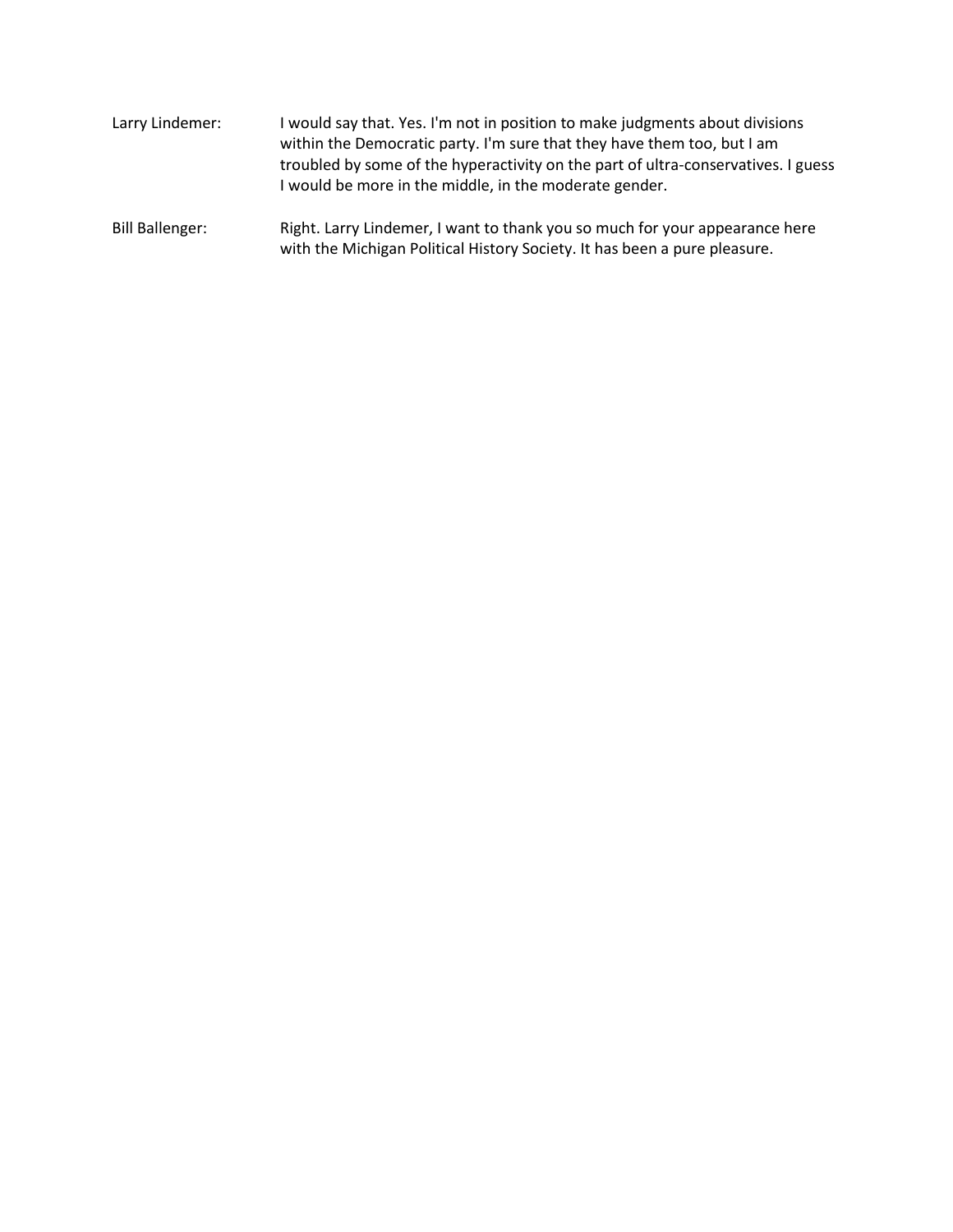Larry Lindemer: I would say that. Yes. I'm not in position to make judgments about divisions within the Democratic party. I'm sure that they have them too, but I am troubled by some of the hyperactivity on the part of ultra-conservatives. I guess I would be more in the middle, in the moderate gender.

Bill Ballenger: Right. Larry Lindemer, I want to thank you so much for your appearance here with the Michigan Political History Society. It has been a pure pleasure.